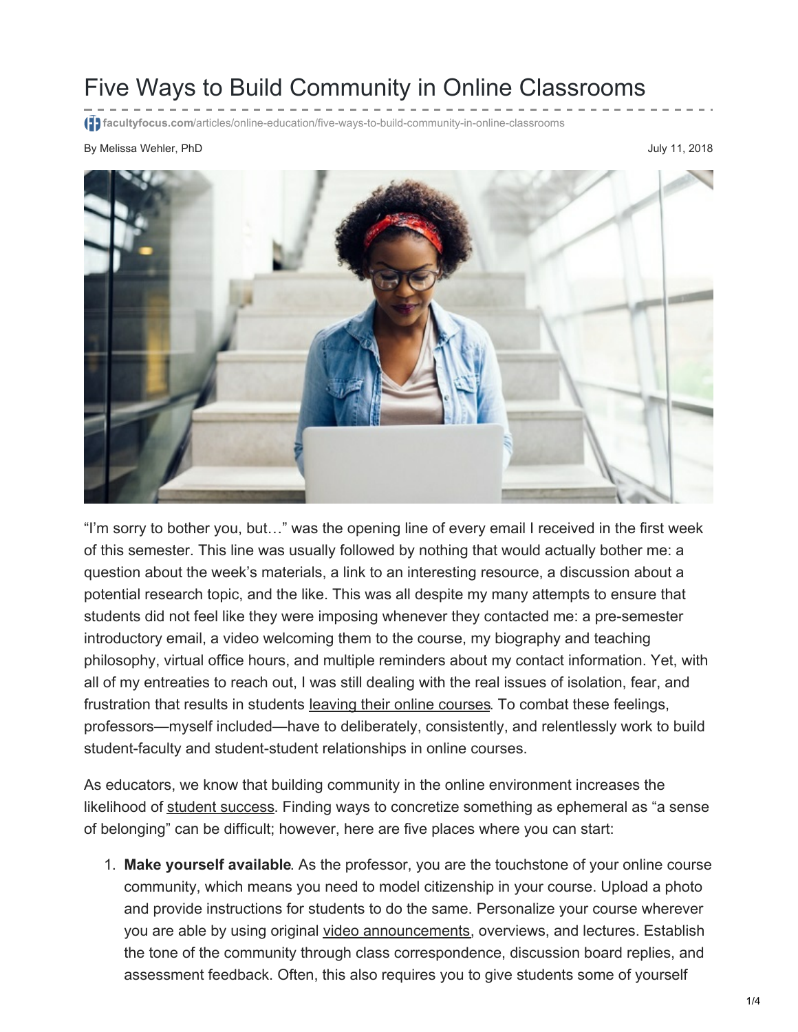# Five Ways to Build Community in Online Classrooms

facultyfocus.com/articles/online-education/five-ways-to-build-community-in-online-classrooms

By Melissa Wehler, PhD

July 11, 2018

"I'm sorry to bother you, but…" was the opening line of every email I received in the first week of this semester. This line was usually followed by nothing that would actually bother me: a question about the week's materials, a link to an interesting resource, a discussion about a potential research topic, and the like. This was all despite my many attempts to ensure that students did not feel like they were imposing whenever they contacted me: a pre-semester introductory email, a video welcoming them to the course, my biography and teaching philosophy, virtual office hours, and multiple reminders about my contact information. Yet, with all of my entreaties to reach out, I was still dealing with the real issues of isolation, fear, and frustration that results in students leaving their online courses. To combat these feelings, professors—myself included—have to deliberately, consistently, and relentlessly work to build student-faculty and student-student relationships in online courses.

As educators, we know that building community in the online environment increases the likelihood of student success. Finding ways to concretize something as ephemeral as "a sense of belonging" can be difficult; however, here are five places where you can start:

1. **Make yourself available**. As the professor, you are the touchstone of your online course community, which means you need to model citizenship in your course. Upload a photo and provide instructions for students to do the same. Personalize your course wherever you are able by using original video announcements, overviews, and lectures. Establish the tone of the community through class correspondence, discussion board replies, and assessment feedback. Often, this also requires you to give students some of yourself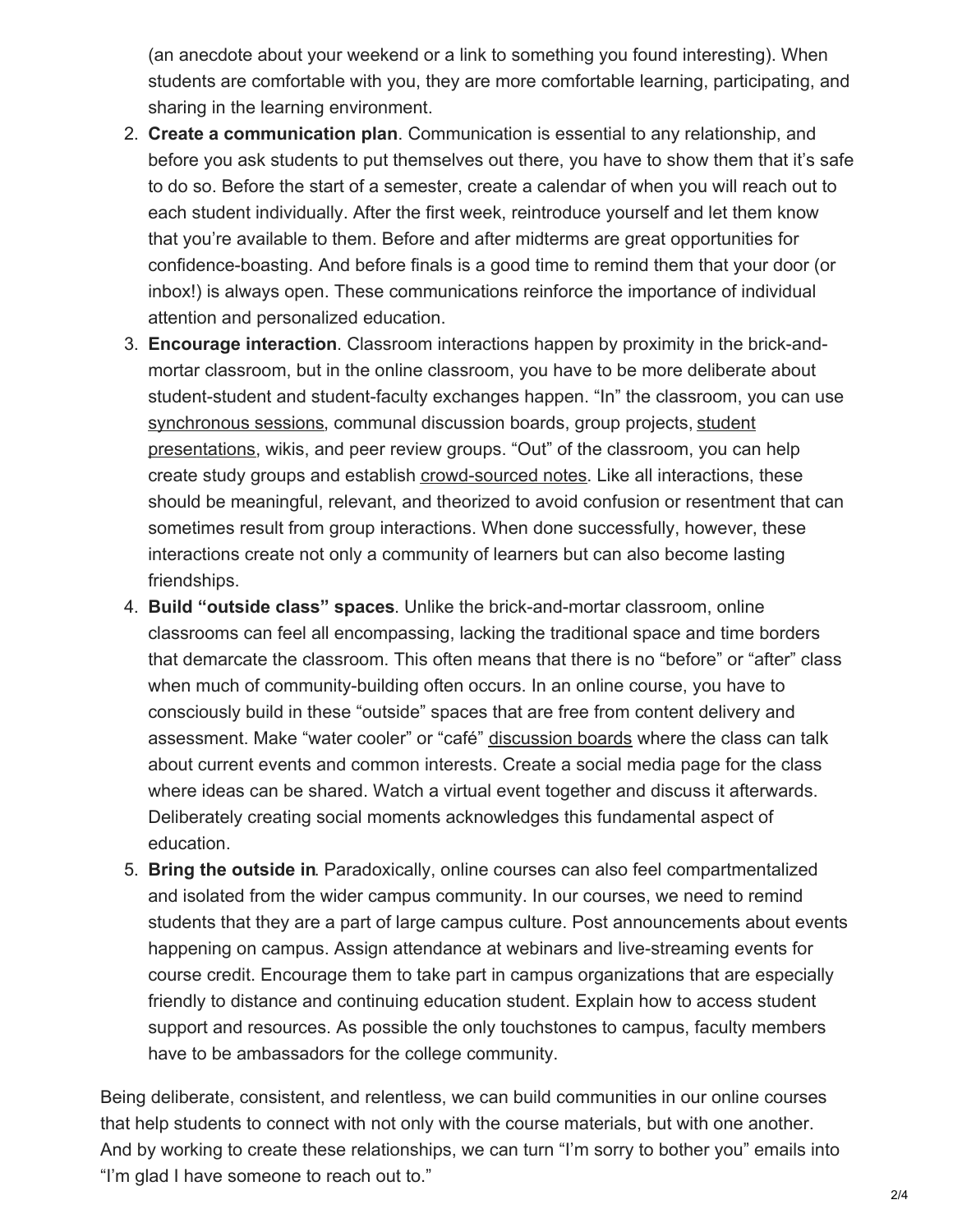(an anecdote about your weekend or a link to something you found interesting). When students are comfortable with you, they are more comfortable learning, participating, and sharing in the learning environment.

2. **Create a communication plan**. Communication is essential to any relationship, and before you ask students to put themselves out there, you have to show them that it's safe to do so. Before the start of a semester, create a calendar of when you will reach out to each student individually. After the first week, reintroduce yourself and let them know that you're available to them. Before and after midterms are great opportunities for confidence-boasting. And before finals is a good time to remind them that your door (or inbox!) is always open. These communications reinforce the importance of individual attention and personalized education.
3. **Encourage interaction**. Classroom interactions happen by proximity in the brick-and-mortar classroom, but in the online classroom, you have to be more deliberate about student-student and student-faculty exchanges happen. "In" the classroom, you can use synchronous sessions, communal discussion boards, group projects, student presentations, wikis, and peer review groups. "Out" of the classroom, you can help create study groups and establish crowd-sourced notes. Like all interactions, these should be meaningful, relevant, and theorized to avoid confusion or resentment that can sometimes result from group interactions. When done successfully, however, these interactions create not only a community of learners but can also become lasting friendships.
4. **Build "outside class" spaces**. Unlike the brick-and-mortar classroom, online classrooms can feel all encompassing, lacking the traditional space and time borders that demarcate the classroom. This often means that there is no "before" or "after" class when much of community-building often occurs. In an online course, you have to consciously build in these "outside" spaces that are free from content delivery and assessment. Make "water cooler" or "café" discussion boards where the class can talk about current events and common interests. Create a social media page for the class where ideas can be shared. Watch a virtual event together and discuss it afterwards. Deliberately creating social moments acknowledges this fundamental aspect of education.
5. **Bring the outside in**. Paradoxically, online courses can also feel compartmentalized and isolated from the wider campus community. In our courses, we need to remind students that they are a part of large campus culture. Post announcements about events happening on campus. Assign attendance at webinars and live-streaming events for course credit. Encourage them to take part in campus organizations that are especially friendly to distance and continuing education student. Explain how to access student support and resources. As possible the only touchstones to campus, faculty members have to be ambassadors for the college community.

Being deliberate, consistent, and relentless, we can build communities in our online courses that help students to connect with not only with the course materials, but with one another. And by working to create these relationships, we can turn "I'm sorry to bother you" emails into "I'm glad I have someone to reach out to."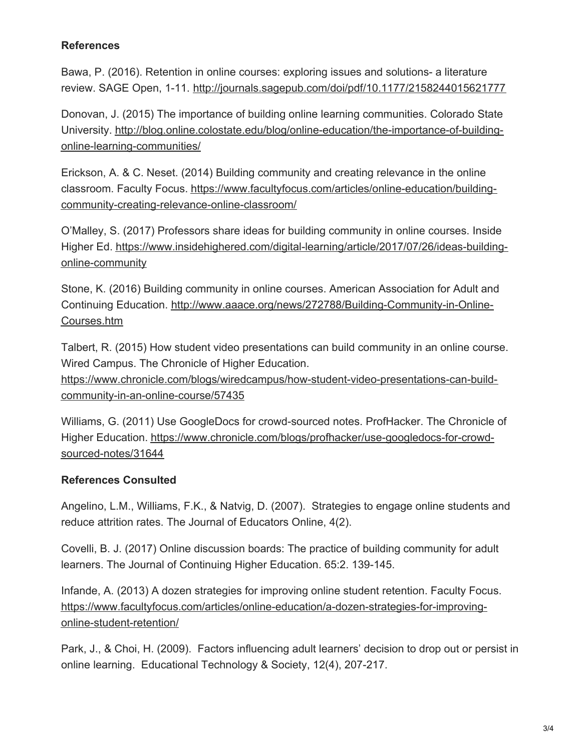**References**

Bawa, P. (2016). Retention in online courses: exploring issues and solutions- a literature review. SAGE Open, 1-11. http://journals.sagepub.com/doi/pdf/10.1177/2158244015621777

Donovan, J. (2015) The importance of building online learning communities. Colorado State University. http://blog.online.colostate.edu/blog/online-education/the-importance-of-building-online-learning-communities/

Erickson, A. & C. Neset. (2014) Building community and creating relevance in the online classroom. Faculty Focus. https://www.facultyfocus.com/articles/online-education/building-community-creating-relevance-online-classroom/

O'Malley, S. (2017) Professors share ideas for building community in online courses. Inside Higher Ed. https://www.insidehighered.com/digital-learning/article/2017/07/26/ideas-building-online-community

Stone, K. (2016) Building community in online courses. American Association for Adult and Continuing Education. http://www.aaace.org/news/272788/Building-Community-in-Online-Courses.htm

Talbert, R. (2015) How student video presentations can build community in an online course. Wired Campus. The Chronicle of Higher Education. https://www.chronicle.com/blogs/wiredcampus/how-student-video-presentations-can-build-community-in-an-online-course/57435

Williams, G. (2011) Use GoogleDocs for crowd-sourced notes. ProfHacker. The Chronicle of Higher Education. https://www.chronicle.com/blogs/profhacker/use-googledocs-for-crowd-sourced-notes/31644

**References Consulted**

Angelino, L.M., Williams, F.K., & Natvig, D. (2007). Strategies to engage online students and reduce attrition rates. The Journal of Educators Online, 4(2).

Covelli, B. J. (2017) Online discussion boards: The practice of building community for adult learners. The Journal of Continuing Higher Education. 65:2. 139-145.

Infande, A. (2013) A dozen strategies for improving online student retention. Faculty Focus. https://www.facultyfocus.com/articles/online-education/a-dozen-strategies-for-improving-online-student-retention/

Park, J., & Choi, H. (2009). Factors influencing adult learners' decision to drop out or persist in online learning. Educational Technology & Society, 12(4), 207-217.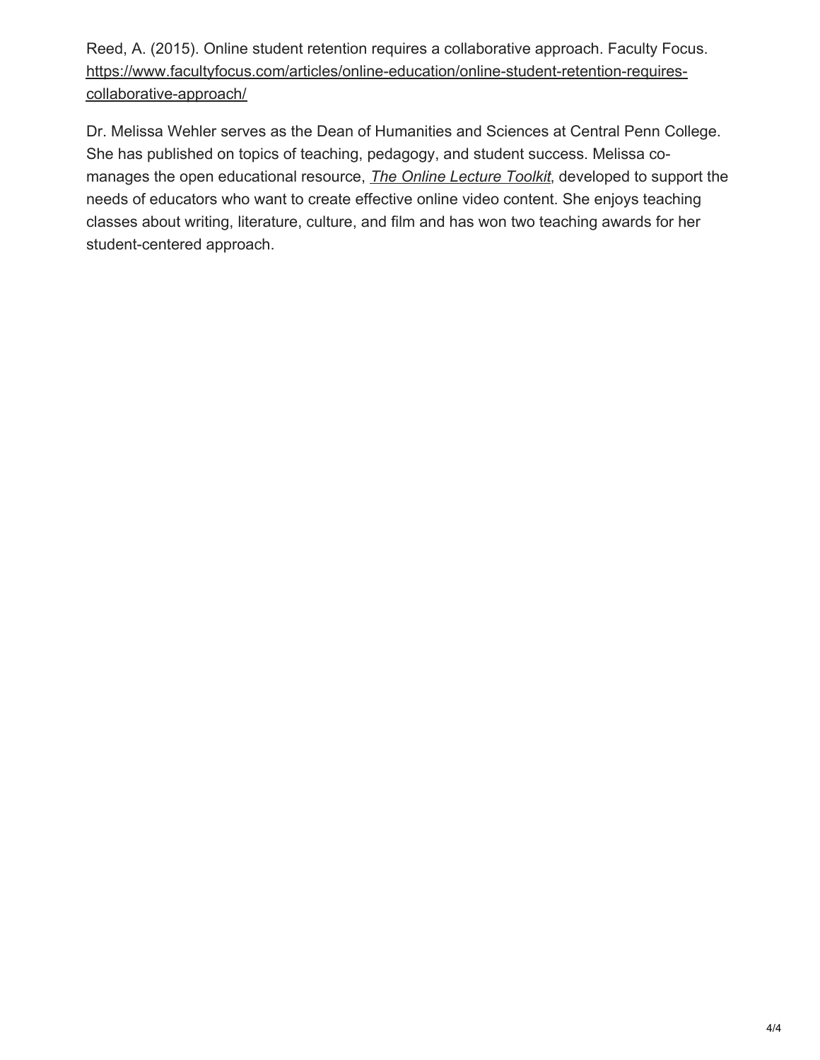Reed, A. (2015). Online student retention requires a collaborative approach. Faculty Focus. [https://www.facultyfocus.com/articles/online-education/online-student-retention-requires-collaborative-approach/](https://www.facultyfocus.com/articles/online-education/online-student-retention-requires-collaborative-approach/)

Dr. Melissa Wehler serves as the Dean of Humanities and Sciences at Central Penn College. She has published on topics of teaching, pedagogy, and student success. Melissa co-manages the open educational resource, ***The Online Lecture Toolkit***, developed to support the needs of educators who want to create effective online video content. She enjoys teaching classes about writing, literature, culture, and film and has won two teaching awards for her student-centered approach.